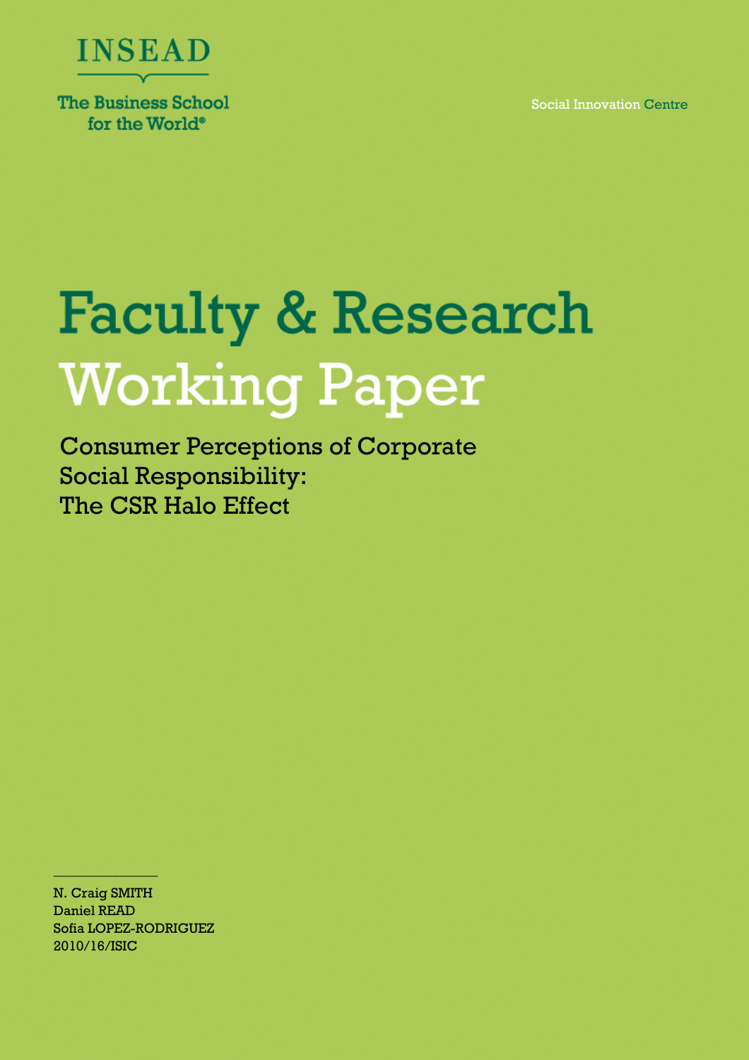INSEAD

The Business School for the World®

Social Innovation Centre

# Faculty & Research Working Paper

## Consumer Perceptions of Corporate Social Responsibility: The CSR Halo Effect

N. Craig SMITH
Daniel READ
Sofia LOPEZ-RODRIGUEZ
2010/16/ISIC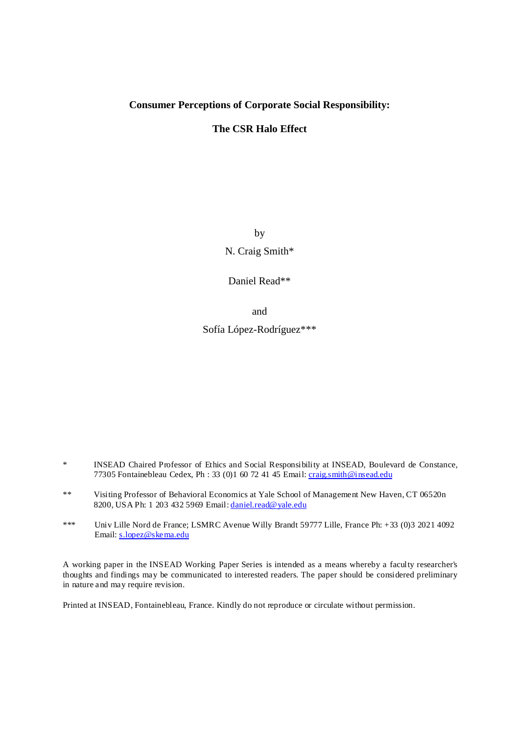# Consumer Perceptions of Corporate Social Responsibility:

## The CSR Halo Effect

by

N. Craig Smith*

Daniel Read**

and

Sofía López-Rodríguez***

\* INSEAD Chaired Professor of Ethics and Social Responsibility at INSEAD, Boulevard de Constance, 77305 Fontainebleau Cedex, Ph : 33 (0)1 60 72 41 45 Email: craig.smith@insead.edu

\*\* Visiting Professor of Behavioral Economics at Yale School of Management New Haven, CT 06520n 8200, USA Ph: 1 203 432 5969 Email: daniel.read@yale.edu

\*\*\* Univ Lille Nord de France; LSMRC Avenue Willy Brandt 59777 Lille, France Ph: +33 (0)3 2021 4092 Email: s.lopez@skema.edu

A working paper in the INSEAD Working Paper Series is intended as a means whereby a faculty researcher's thoughts and findings may be communicated to interested readers. The paper should be considered preliminary in nature and may require revision.

Printed at INSEAD, Fontainebleau, France. Kindly do not reproduce or circulate without permission.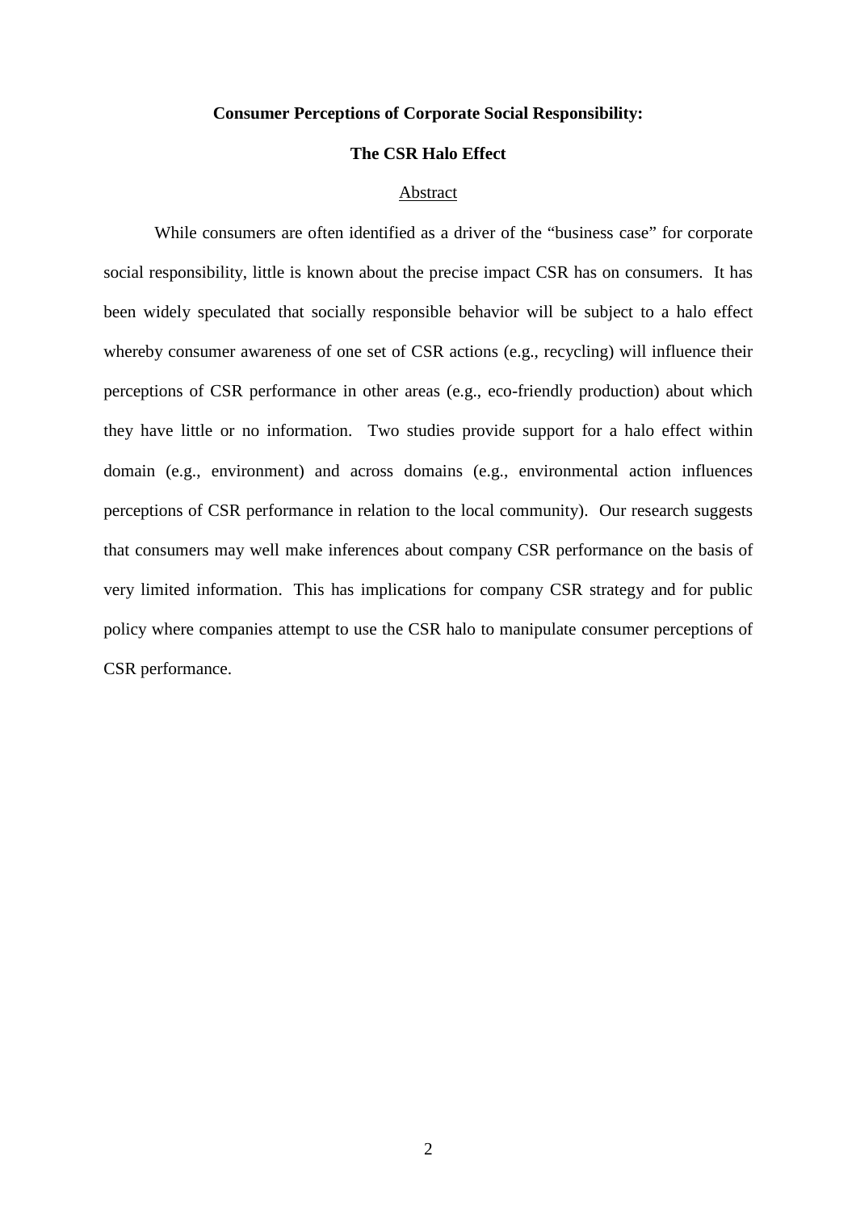**Consumer Perceptions of Corporate Social Responsibility:**

**The CSR Halo Effect**

Abstract

While consumers are often identified as a driver of the "business case" for corporate social responsibility, little is known about the precise impact CSR has on consumers. It has been widely speculated that socially responsible behavior will be subject to a halo effect whereby consumer awareness of one set of CSR actions (e.g., recycling) will influence their perceptions of CSR performance in other areas (e.g., eco-friendly production) about which they have little or no information. Two studies provide support for a halo effect within domain (e.g., environment) and across domains (e.g., environmental action influences perceptions of CSR performance in relation to the local community). Our research suggests that consumers may well make inferences about company CSR performance on the basis of very limited information. This has implications for company CSR strategy and for public policy where companies attempt to use the CSR halo to manipulate consumer perceptions of CSR performance.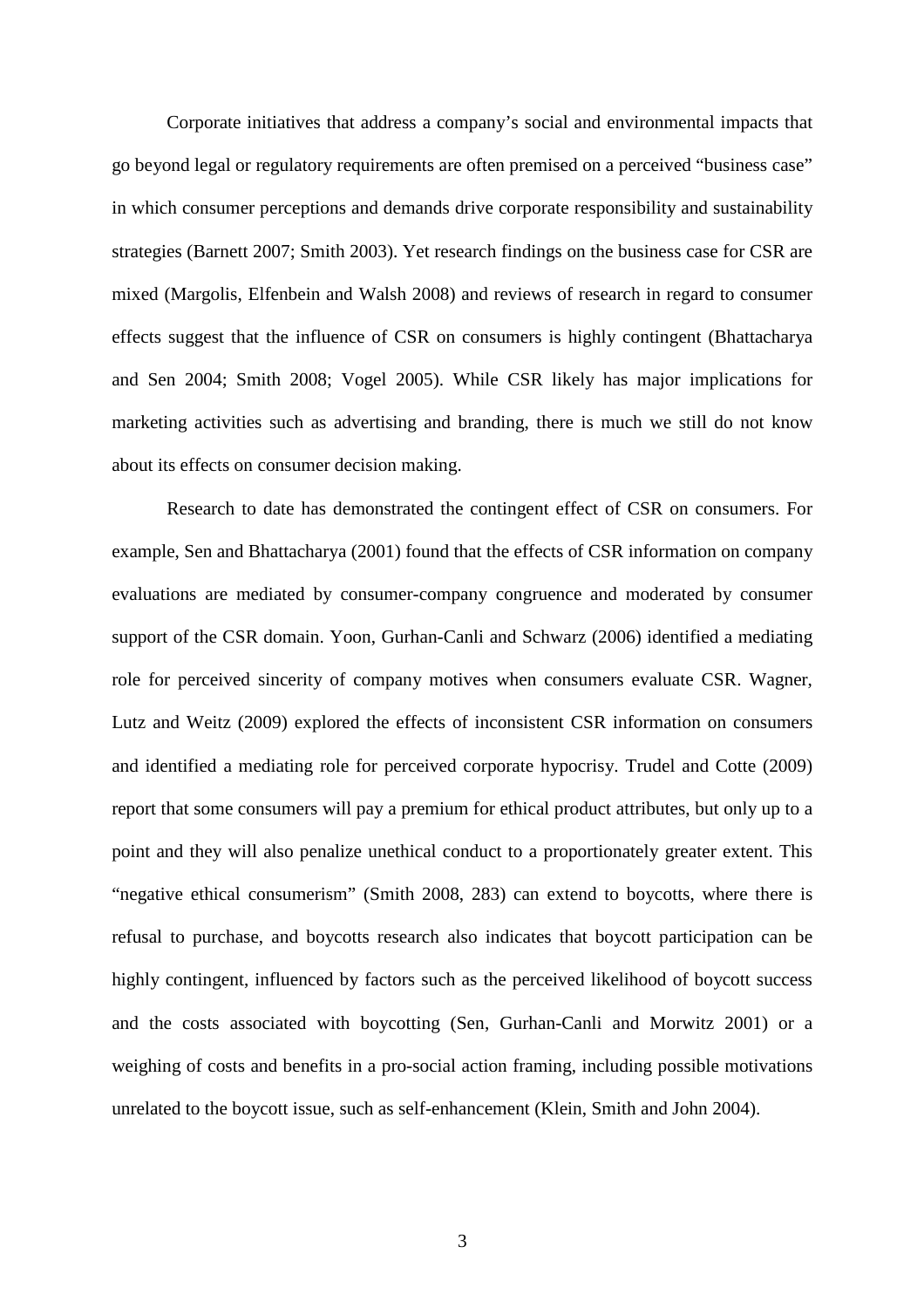Corporate initiatives that address a company's social and environmental impacts that go beyond legal or regulatory requirements are often premised on a perceived "business case" in which consumer perceptions and demands drive corporate responsibility and sustainability strategies (Barnett 2007; Smith 2003). Yet research findings on the business case for CSR are mixed (Margolis, Elfenbein and Walsh 2008) and reviews of research in regard to consumer effects suggest that the influence of CSR on consumers is highly contingent (Bhattacharya and Sen 2004; Smith 2008; Vogel 2005). While CSR likely has major implications for marketing activities such as advertising and branding, there is much we still do not know about its effects on consumer decision making.

Research to date has demonstrated the contingent effect of CSR on consumers. For example, Sen and Bhattacharya (2001) found that the effects of CSR information on company evaluations are mediated by consumer-company congruence and moderated by consumer support of the CSR domain. Yoon, Gurhan-Canli and Schwarz (2006) identified a mediating role for perceived sincerity of company motives when consumers evaluate CSR. Wagner, Lutz and Weitz (2009) explored the effects of inconsistent CSR information on consumers and identified a mediating role for perceived corporate hypocrisy. Trudel and Cotte (2009) report that some consumers will pay a premium for ethical product attributes, but only up to a point and they will also penalize unethical conduct to a proportionately greater extent. This "negative ethical consumerism" (Smith 2008, 283) can extend to boycotts, where there is refusal to purchase, and boycotts research also indicates that boycott participation can be highly contingent, influenced by factors such as the perceived likelihood of boycott success and the costs associated with boycotting (Sen, Gurhan-Canli and Morwitz 2001) or a weighing of costs and benefits in a pro-social action framing, including possible motivations unrelated to the boycott issue, such as self-enhancement (Klein, Smith and John 2004).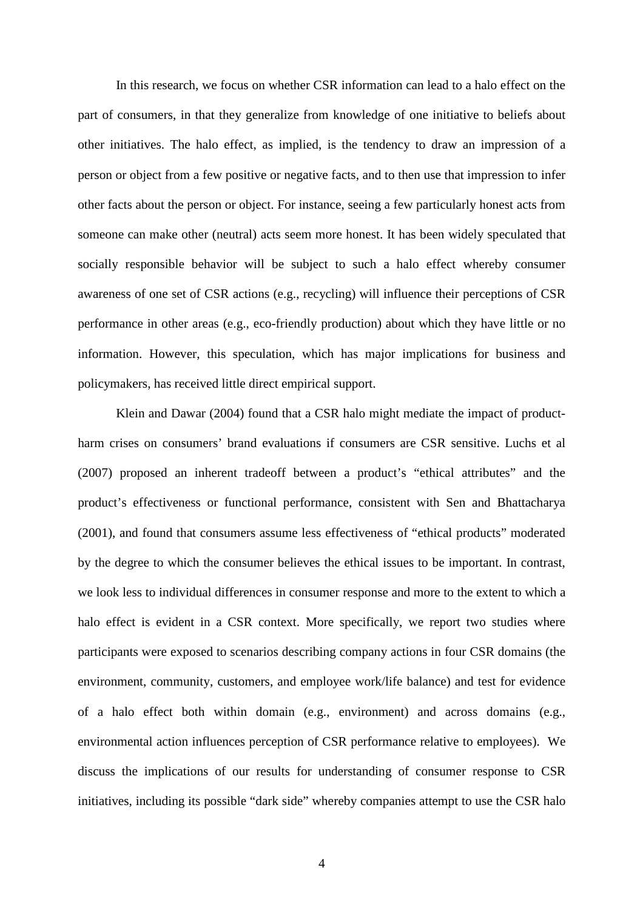In this research, we focus on whether CSR information can lead to a halo effect on the part of consumers, in that they generalize from knowledge of one initiative to beliefs about other initiatives. The halo effect, as implied, is the tendency to draw an impression of a person or object from a few positive or negative facts, and to then use that impression to infer other facts about the person or object. For instance, seeing a few particularly honest acts from someone can make other (neutral) acts seem more honest. It has been widely speculated that socially responsible behavior will be subject to such a halo effect whereby consumer awareness of one set of CSR actions (e.g., recycling) will influence their perceptions of CSR performance in other areas (e.g., eco-friendly production) about which they have little or no information. However, this speculation, which has major implications for business and policymakers, has received little direct empirical support.

Klein and Dawar (2004) found that a CSR halo might mediate the impact of product-harm crises on consumers' brand evaluations if consumers are CSR sensitive. Luchs et al (2007) proposed an inherent tradeoff between a product's "ethical attributes" and the product's effectiveness or functional performance, consistent with Sen and Bhattacharya (2001), and found that consumers assume less effectiveness of "ethical products" moderated by the degree to which the consumer believes the ethical issues to be important. In contrast, we look less to individual differences in consumer response and more to the extent to which a halo effect is evident in a CSR context. More specifically, we report two studies where participants were exposed to scenarios describing company actions in four CSR domains (the environment, community, customers, and employee work/life balance) and test for evidence of a halo effect both within domain (e.g., environment) and across domains (e.g., environmental action influences perception of CSR performance relative to employees). We discuss the implications of our results for understanding of consumer response to CSR initiatives, including its possible "dark side" whereby companies attempt to use the CSR halo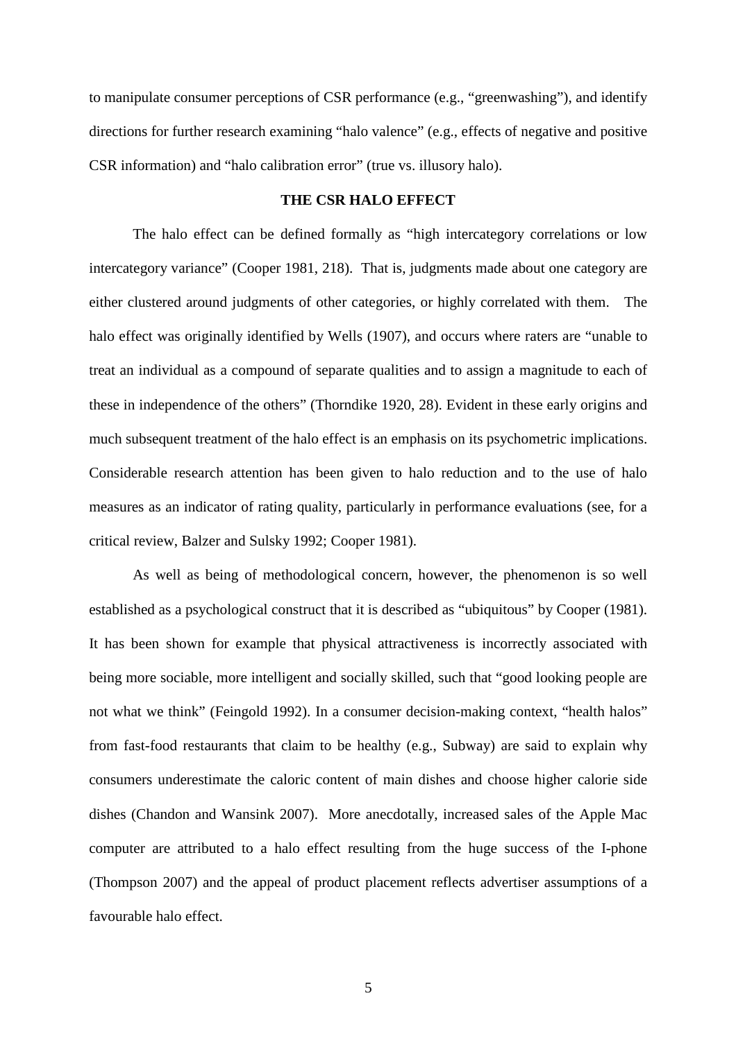to manipulate consumer perceptions of CSR performance (e.g., "greenwashing"), and identify directions for further research examining "halo valence" (e.g., effects of negative and positive CSR information) and "halo calibration error" (true vs. illusory halo).

## THE CSR HALO EFFECT

The halo effect can be defined formally as "high intercategory correlations or low intercategory variance" (Cooper 1981, 218). That is, judgments made about one category are either clustered around judgments of other categories, or highly correlated with them. The halo effect was originally identified by Wells (1907), and occurs where raters are "unable to treat an individual as a compound of separate qualities and to assign a magnitude to each of these in independence of the others" (Thorndike 1920, 28). Evident in these early origins and much subsequent treatment of the halo effect is an emphasis on its psychometric implications. Considerable research attention has been given to halo reduction and to the use of halo measures as an indicator of rating quality, particularly in performance evaluations (see, for a critical review, Balzer and Sulsky 1992; Cooper 1981).

As well as being of methodological concern, however, the phenomenon is so well established as a psychological construct that it is described as "ubiquitous" by Cooper (1981). It has been shown for example that physical attractiveness is incorrectly associated with being more sociable, more intelligent and socially skilled, such that "good looking people are not what we think" (Feingold 1992). In a consumer decision-making context, "health halos" from fast-food restaurants that claim to be healthy (e.g., Subway) are said to explain why consumers underestimate the caloric content of main dishes and choose higher calorie side dishes (Chandon and Wansink 2007). More anecdotally, increased sales of the Apple Mac computer are attributed to a halo effect resulting from the huge success of the I-phone (Thompson 2007) and the appeal of product placement reflects advertiser assumptions of a favourable halo effect.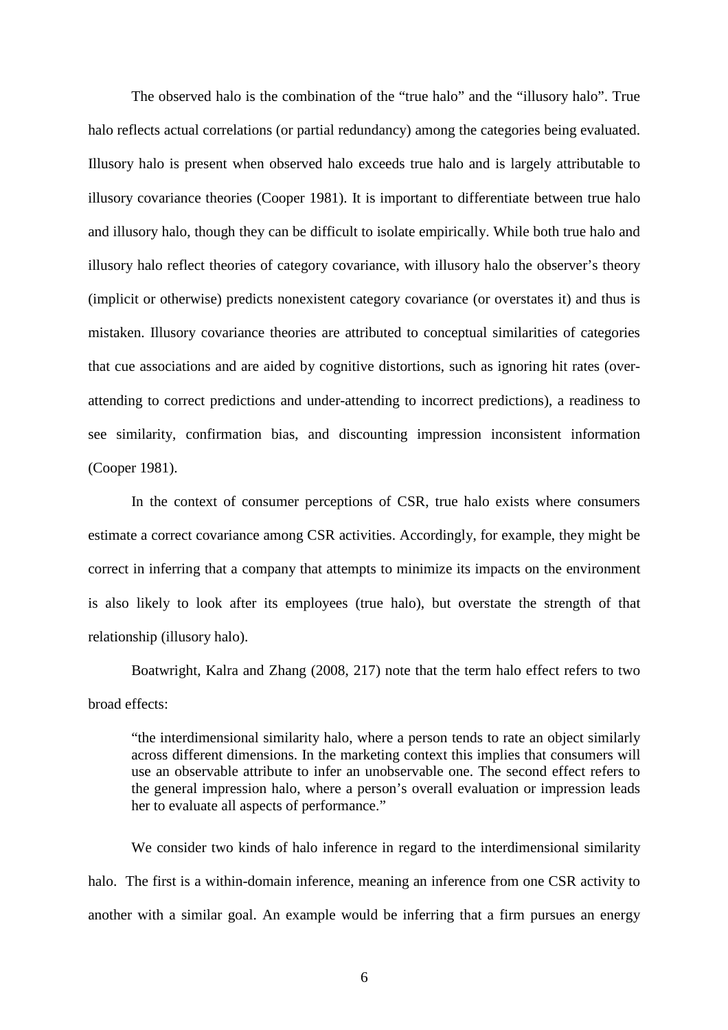The observed halo is the combination of the "true halo" and the "illusory halo". True halo reflects actual correlations (or partial redundancy) among the categories being evaluated. Illusory halo is present when observed halo exceeds true halo and is largely attributable to illusory covariance theories (Cooper 1981). It is important to differentiate between true halo and illusory halo, though they can be difficult to isolate empirically. While both true halo and illusory halo reflect theories of category covariance, with illusory halo the observer's theory (implicit or otherwise) predicts nonexistent category covariance (or overstates it) and thus is mistaken. Illusory covariance theories are attributed to conceptual similarities of categories that cue associations and are aided by cognitive distortions, such as ignoring hit rates (over-attending to correct predictions and under-attending to incorrect predictions), a readiness to see similarity, confirmation bias, and discounting impression inconsistent information (Cooper 1981).

In the context of consumer perceptions of CSR, true halo exists where consumers estimate a correct covariance among CSR activities. Accordingly, for example, they might be correct in inferring that a company that attempts to minimize its impacts on the environment is also likely to look after its employees (true halo), but overstate the strength of that relationship (illusory halo).

Boatwright, Kalra and Zhang (2008, 217) note that the term halo effect refers to two broad effects:

> "the interdimensional similarity halo, where a person tends to rate an object similarly across different dimensions. In the marketing context this implies that consumers will use an observable attribute to infer an unobservable one. The second effect refers to the general impression halo, where a person's overall evaluation or impression leads her to evaluate all aspects of performance."

We consider two kinds of halo inference in regard to the interdimensional similarity halo. The first is a within-domain inference, meaning an inference from one CSR activity to another with a similar goal. An example would be inferring that a firm pursues an energy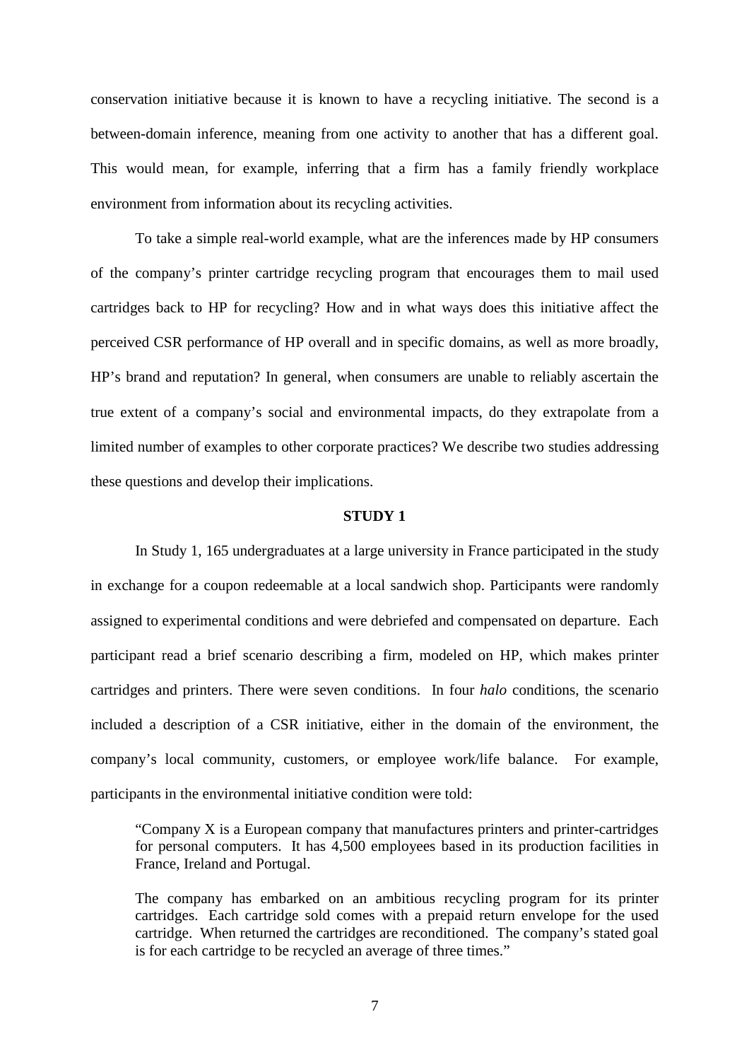conservation initiative because it is known to have a recycling initiative. The second is a between-domain inference, meaning from one activity to another that has a different goal. This would mean, for example, inferring that a firm has a family friendly workplace environment from information about its recycling activities.

To take a simple real-world example, what are the inferences made by HP consumers of the company's printer cartridge recycling program that encourages them to mail used cartridges back to HP for recycling? How and in what ways does this initiative affect the perceived CSR performance of HP overall and in specific domains, as well as more broadly, HP's brand and reputation? In general, when consumers are unable to reliably ascertain the true extent of a company's social and environmental impacts, do they extrapolate from a limited number of examples to other corporate practices? We describe two studies addressing these questions and develop their implications.

## STUDY 1

In Study 1, 165 undergraduates at a large university in France participated in the study in exchange for a coupon redeemable at a local sandwich shop. Participants were randomly assigned to experimental conditions and were debriefed and compensated on departure. Each participant read a brief scenario describing a firm, modeled on HP, which makes printer cartridges and printers. There were seven conditions. In four *halo* conditions, the scenario included a description of a CSR initiative, either in the domain of the environment, the company's local community, customers, or employee work/life balance. For example, participants in the environmental initiative condition were told:

> "Company X is a European company that manufactures printers and printer-cartridges for personal computers. It has 4,500 employees based in its production facilities in France, Ireland and Portugal.
>
> The company has embarked on an ambitious recycling program for its printer cartridges. Each cartridge sold comes with a prepaid return envelope for the used cartridge. When returned the cartridges are reconditioned. The company's stated goal is for each cartridge to be recycled an average of three times."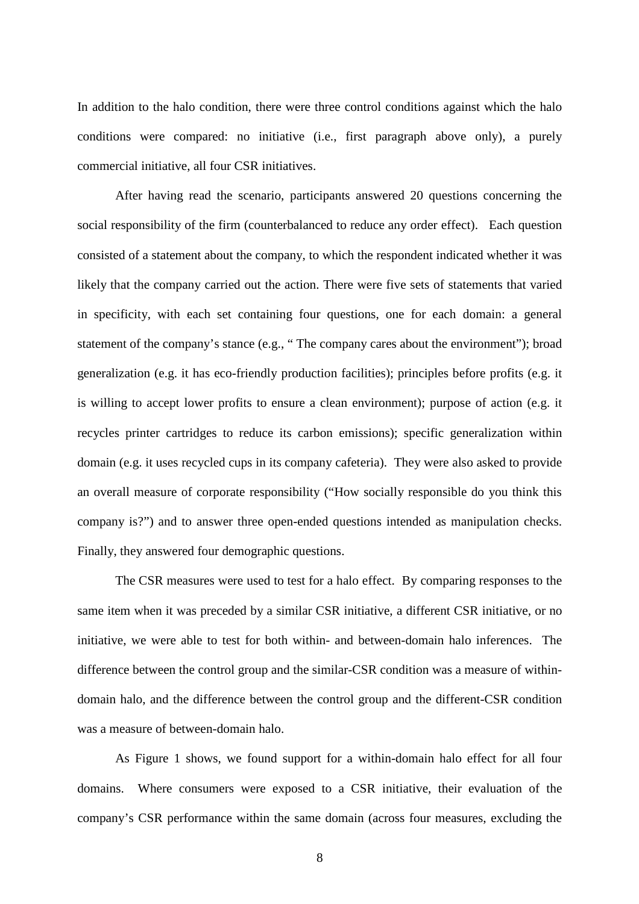In addition to the halo condition, there were three control conditions against which the halo conditions were compared: no initiative (i.e., first paragraph above only), a purely commercial initiative, all four CSR initiatives.

After having read the scenario, participants answered 20 questions concerning the social responsibility of the firm (counterbalanced to reduce any order effect). Each question consisted of a statement about the company, to which the respondent indicated whether it was likely that the company carried out the action. There were five sets of statements that varied in specificity, with each set containing four questions, one for each domain: a general statement of the company's stance (e.g., " The company cares about the environment"); broad generalization (e.g. it has eco-friendly production facilities); principles before profits (e.g. it is willing to accept lower profits to ensure a clean environment); purpose of action (e.g. it recycles printer cartridges to reduce its carbon emissions); specific generalization within domain (e.g. it uses recycled cups in its company cafeteria). They were also asked to provide an overall measure of corporate responsibility ("How socially responsible do you think this company is?") and to answer three open-ended questions intended as manipulation checks. Finally, they answered four demographic questions.

The CSR measures were used to test for a halo effect. By comparing responses to the same item when it was preceded by a similar CSR initiative, a different CSR initiative, or no initiative, we were able to test for both within- and between-domain halo inferences. The difference between the control group and the similar-CSR condition was a measure of within-domain halo, and the difference between the control group and the different-CSR condition was a measure of between-domain halo.

As Figure 1 shows, we found support for a within-domain halo effect for all four domains. Where consumers were exposed to a CSR initiative, their evaluation of the company's CSR performance within the same domain (across four measures, excluding the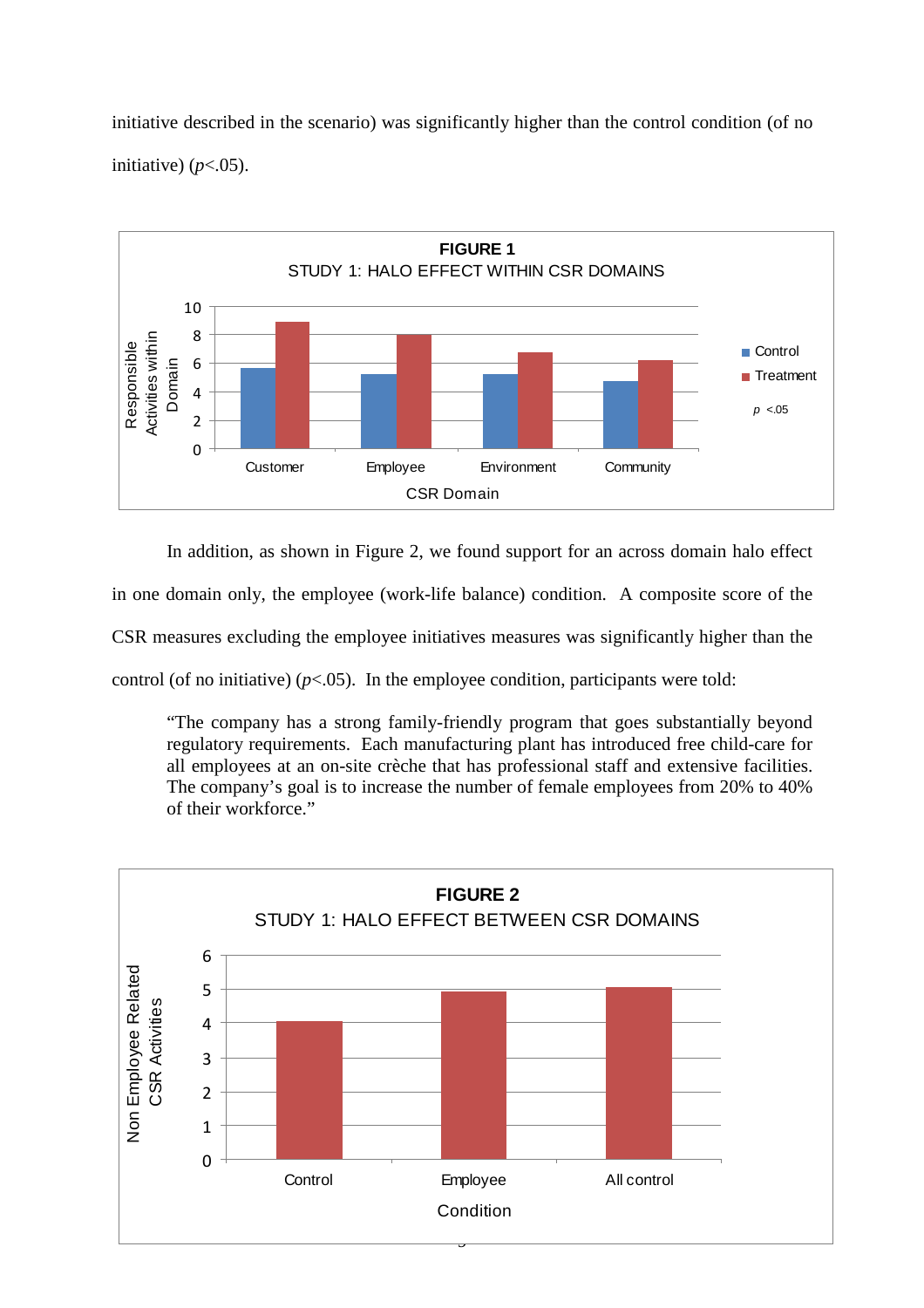initiative described in the scenario) was significantly higher than the control condition (of no initiative) ($p$<.05).

**FIGURE 1**

STUDY 1: HALO EFFECT WITHIN CSR DOMAINS

In addition, as shown in Figure 2, we found support for an across domain halo effect in one domain only, the employee (work-life balance) condition. A composite score of the CSR measures excluding the employee initiatives measures was significantly higher than the control (of no initiative) ($p$<.05). In the employee condition, participants were told:

> "The company has a strong family-friendly program that goes substantially beyond regulatory requirements. Each manufacturing plant has introduced free child-care for all employees at an on-site crèche that has professional staff and extensive facilities. The company's goal is to increase the number of female employees from 20% to 40% of their workforce."

**FIGURE 2**

STUDY 1: HALO EFFECT BETWEEN CSR DOMAINS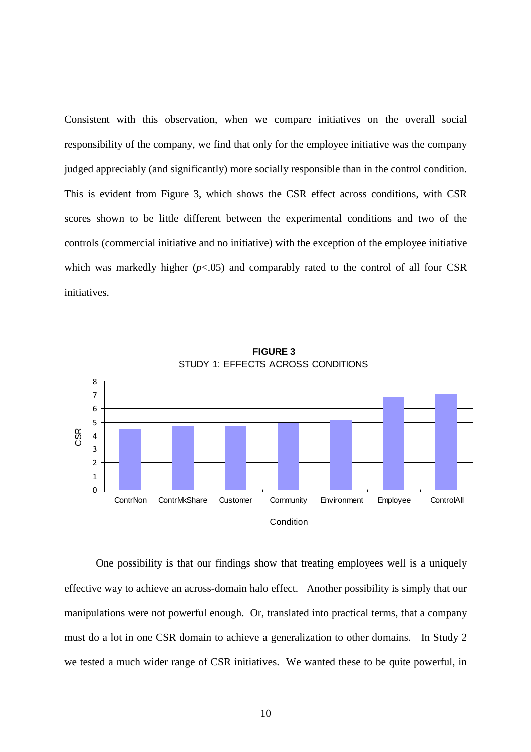Consistent with this observation, when we compare initiatives on the overall social responsibility of the company, we find that only for the employee initiative was the company judged appreciably (and significantly) more socially responsible than in the control condition. This is evident from Figure 3, which shows the CSR effect across conditions, with CSR scores shown to be little different between the experimental conditions and two of the controls (commercial initiative and no initiative) with the exception of the employee initiative which was markedly higher ($p$<.05) and comparably rated to the control of all four CSR initiatives.

**FIGURE 3**
STUDY 1: EFFECTS ACROSS CONDITIONS

One possibility is that our findings show that treating employees well is a uniquely effective way to achieve an across-domain halo effect. Another possibility is simply that our manipulations were not powerful enough. Or, translated into practical terms, that a company must do a lot in one CSR domain to achieve a generalization to other domains. In Study 2 we tested a much wider range of CSR initiatives. We wanted these to be quite powerful, in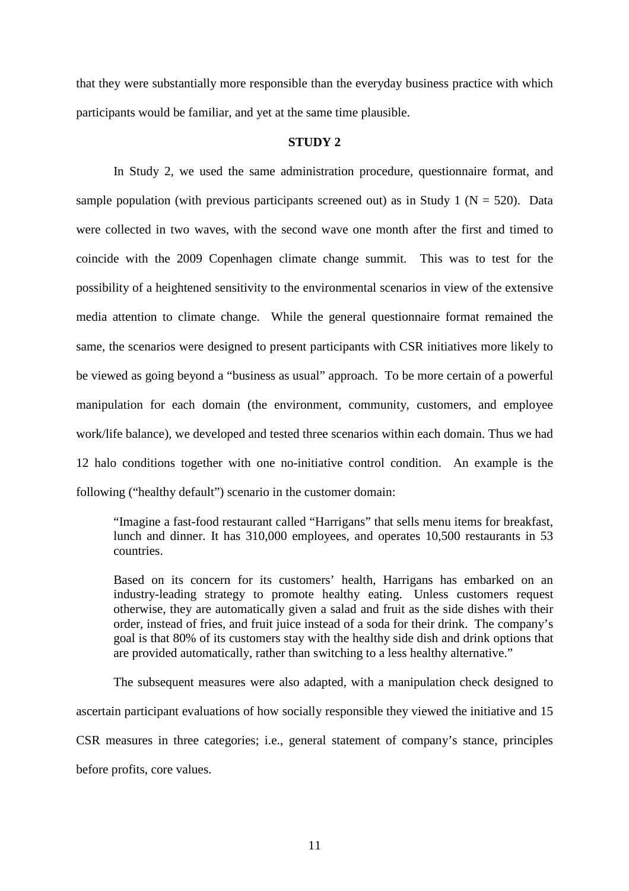that they were substantially more responsible than the everyday business practice with which participants would be familiar, and yet at the same time plausible.

## STUDY 2

In Study 2, we used the same administration procedure, questionnaire format, and sample population (with previous participants screened out) as in Study 1 ($N = 520$). Data were collected in two waves, with the second wave one month after the first and timed to coincide with the 2009 Copenhagen climate change summit. This was to test for the possibility of a heightened sensitivity to the environmental scenarios in view of the extensive media attention to climate change. While the general questionnaire format remained the same, the scenarios were designed to present participants with CSR initiatives more likely to be viewed as going beyond a "business as usual" approach. To be more certain of a powerful manipulation for each domain (the environment, community, customers, and employee work/life balance), we developed and tested three scenarios within each domain. Thus we had 12 halo conditions together with one no-initiative control condition. An example is the following ("healthy default") scenario in the customer domain:

> "Imagine a fast-food restaurant called "Harrigans" that sells menu items for breakfast, lunch and dinner. It has 310,000 employees, and operates 10,500 restaurants in 53 countries.
>
> Based on its concern for its customers' health, Harrigans has embarked on an industry-leading strategy to promote healthy eating. Unless customers request otherwise, they are automatically given a salad and fruit as the side dishes with their order, instead of fries, and fruit juice instead of a soda for their drink. The company's goal is that 80% of its customers stay with the healthy side dish and drink options that are provided automatically, rather than switching to a less healthy alternative."

The subsequent measures were also adapted, with a manipulation check designed to ascertain participant evaluations of how socially responsible they viewed the initiative and 15 CSR measures in three categories; i.e., general statement of company's stance, principles before profits, core values.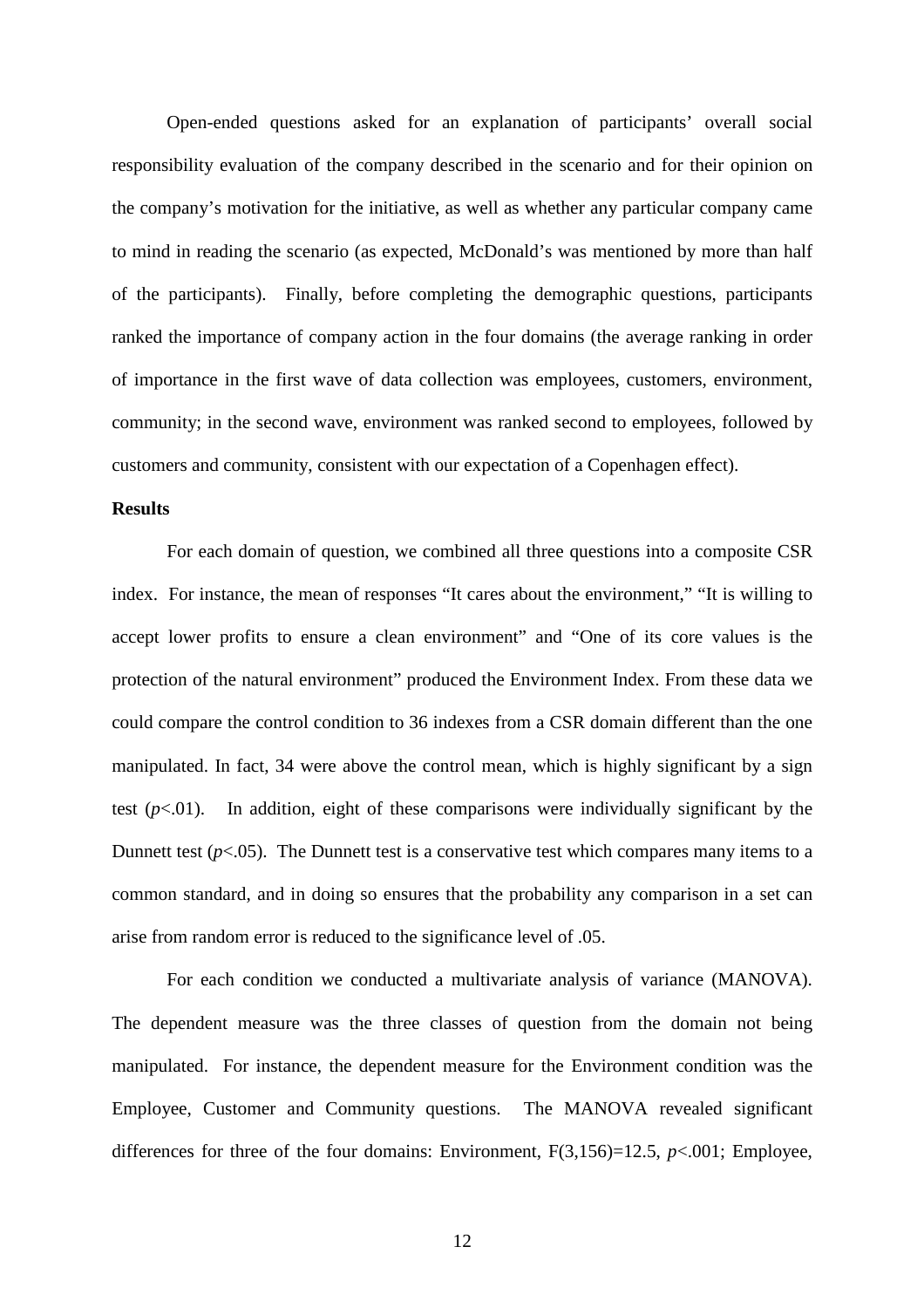Open-ended questions asked for an explanation of participants' overall social responsibility evaluation of the company described in the scenario and for their opinion on the company's motivation for the initiative, as well as whether any particular company came to mind in reading the scenario (as expected, McDonald's was mentioned by more than half of the participants). Finally, before completing the demographic questions, participants ranked the importance of company action in the four domains (the average ranking in order of importance in the first wave of data collection was employees, customers, environment, community; in the second wave, environment was ranked second to employees, followed by customers and community, consistent with our expectation of a Copenhagen effect).

**Results**

For each domain of question, we combined all three questions into a composite CSR index. For instance, the mean of responses "It cares about the environment," "It is willing to accept lower profits to ensure a clean environment" and "One of its core values is the protection of the natural environment" produced the Environment Index. From these data we could compare the control condition to 36 indexes from a CSR domain different than the one manipulated. In fact, 34 were above the control mean, which is highly significant by a sign test ($p<.01$). In addition, eight of these comparisons were individually significant by the Dunnett test ($p<.05$). The Dunnett test is a conservative test which compares many items to a common standard, and in doing so ensures that the probability any comparison in a set can arise from random error is reduced to the significance level of .05.

For each condition we conducted a multivariate analysis of variance (MANOVA). The dependent measure was the three classes of question from the domain not being manipulated. For instance, the dependent measure for the Environment condition was the Employee, Customer and Community questions. The MANOVA revealed significant differences for three of the four domains: Environment, $F(3,156)=12.5$, $p<.001$; Employee,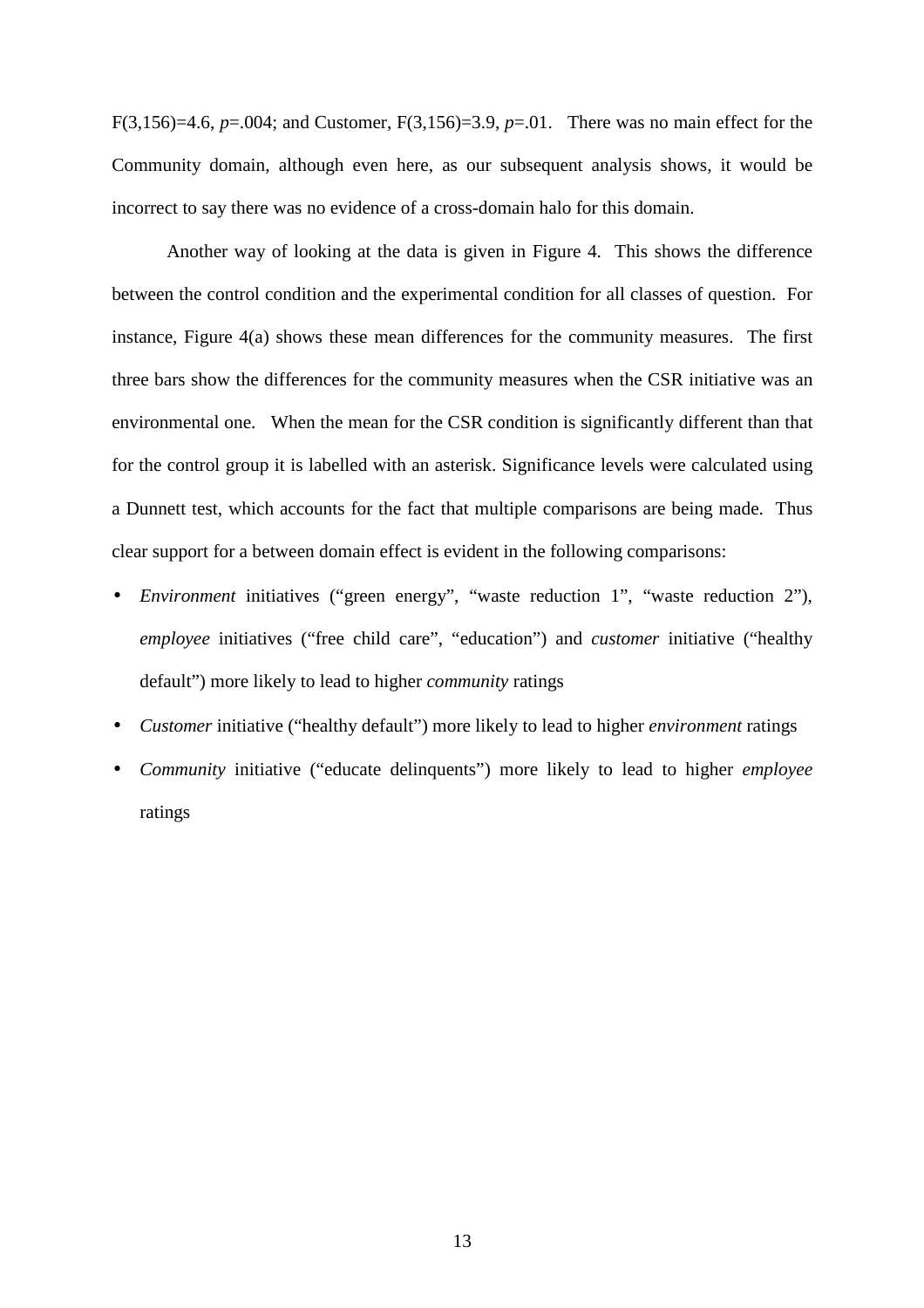$F(3,156)=4.6$, $p=.004$; and Customer, $F(3,156)=3.9$, $p=.01$. There was no main effect for the Community domain, although even here, as our subsequent analysis shows, it would be incorrect to say there was no evidence of a cross-domain halo for this domain.

Another way of looking at the data is given in Figure 4. This shows the difference between the control condition and the experimental condition for all classes of question. For instance, Figure 4(a) shows these mean differences for the community measures. The first three bars show the differences for the community measures when the CSR initiative was an environmental one. When the mean for the CSR condition is significantly different than that for the control group it is labelled with an asterisk. Significance levels were calculated using a Dunnett test, which accounts for the fact that multiple comparisons are being made. Thus clear support for a between domain effect is evident in the following comparisons:

- *Environment* initiatives ("green energy", "waste reduction 1", "waste reduction 2"), *employee* initiatives ("free child care", "education") and *customer* initiative ("healthy default") more likely to lead to higher *community* ratings
- *Customer* initiative ("healthy default") more likely to lead to higher *environment* ratings
- *Community* initiative ("educate delinquents") more likely to lead to higher *employee* ratings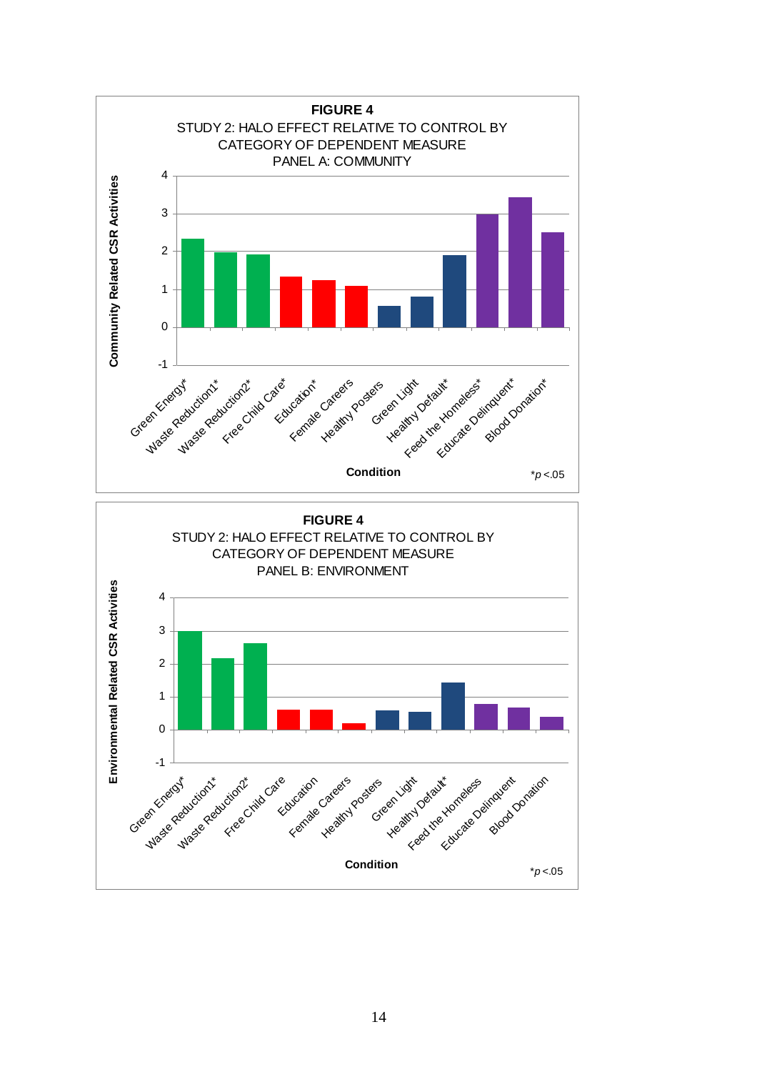**FIGURE 4**

STUDY 2: HALO EFFECT RELATIVE TO CONTROL BY CATEGORY OF DEPENDENT MEASURE

PANEL A: COMMUNITY

Community Related CSR Activities

Condition

Green Energy*, Waste Reduction1*, Waste Reduction2*, Free Child Care*, Education*, Female Careers, Healthy Posters, Green Light, Healthy Default*, Feed the Homeless*, Educate Delinquent*, Blood Donation*

*p <.05

**FIGURE 4**

STUDY 2: HALO EFFECT RELATIVE TO CONTROL BY CATEGORY OF DEPENDENT MEASURE

PANEL B: ENVIRONMENT

Environmental Related CSR Activities

Condition

Green Energy*, Waste Reduction1*, Waste Reduction2*, Free Child Care, Education, Female Careers, Healthy Posters, Green Light, Healthy Default*, Feed the Homeless, Educate Delinquent, Blood Donation

*p <.05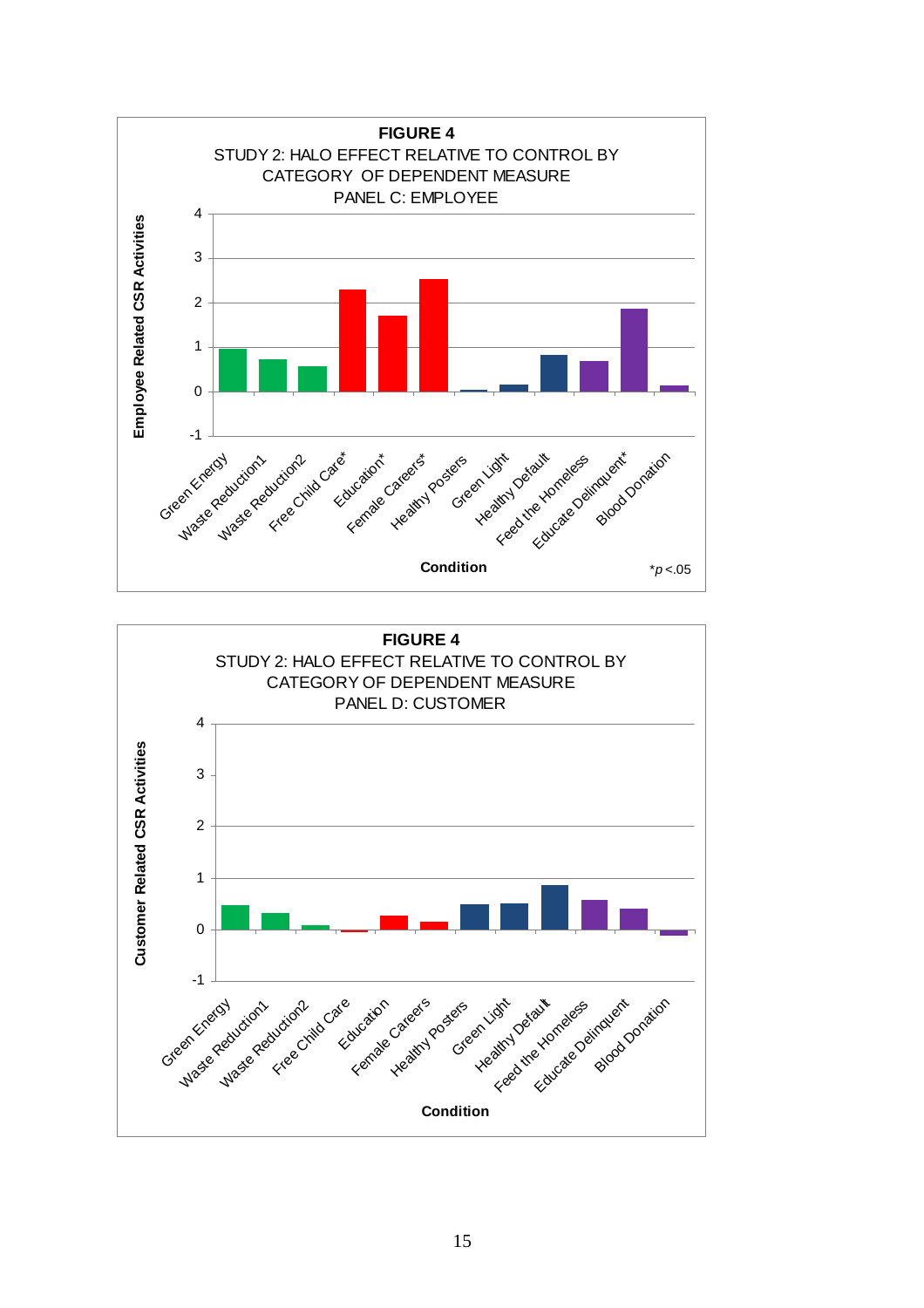**FIGURE 4**
STUDY 2: HALO EFFECT RELATIVE TO CONTROL BY CATEGORY OF DEPENDENT MEASURE
PANEL C: EMPLOYEE

Employee Related CSR Activities

Condition: Green Energy, Waste Reduction1, Waste Reduction2, Free Child Care*, Education*, Female Careers*, Healthy Posters, Green Light, Healthy Default, Feed the Homeless, Educate Delinquent*, Blood Donation

*$p < .05$

**FIGURE 4**
STUDY 2: HALO EFFECT RELATIVE TO CONTROL BY CATEGORY OF DEPENDENT MEASURE
PANEL D: CUSTOMER

Customer Related CSR Activities

Condition: Green Energy, Waste Reduction1, Waste Reduction2, Free Child Care, Education, Female Careers, Healthy Posters, Green Light, Healthy Default, Feed the Homeless, Educate Delinquent, Blood Donation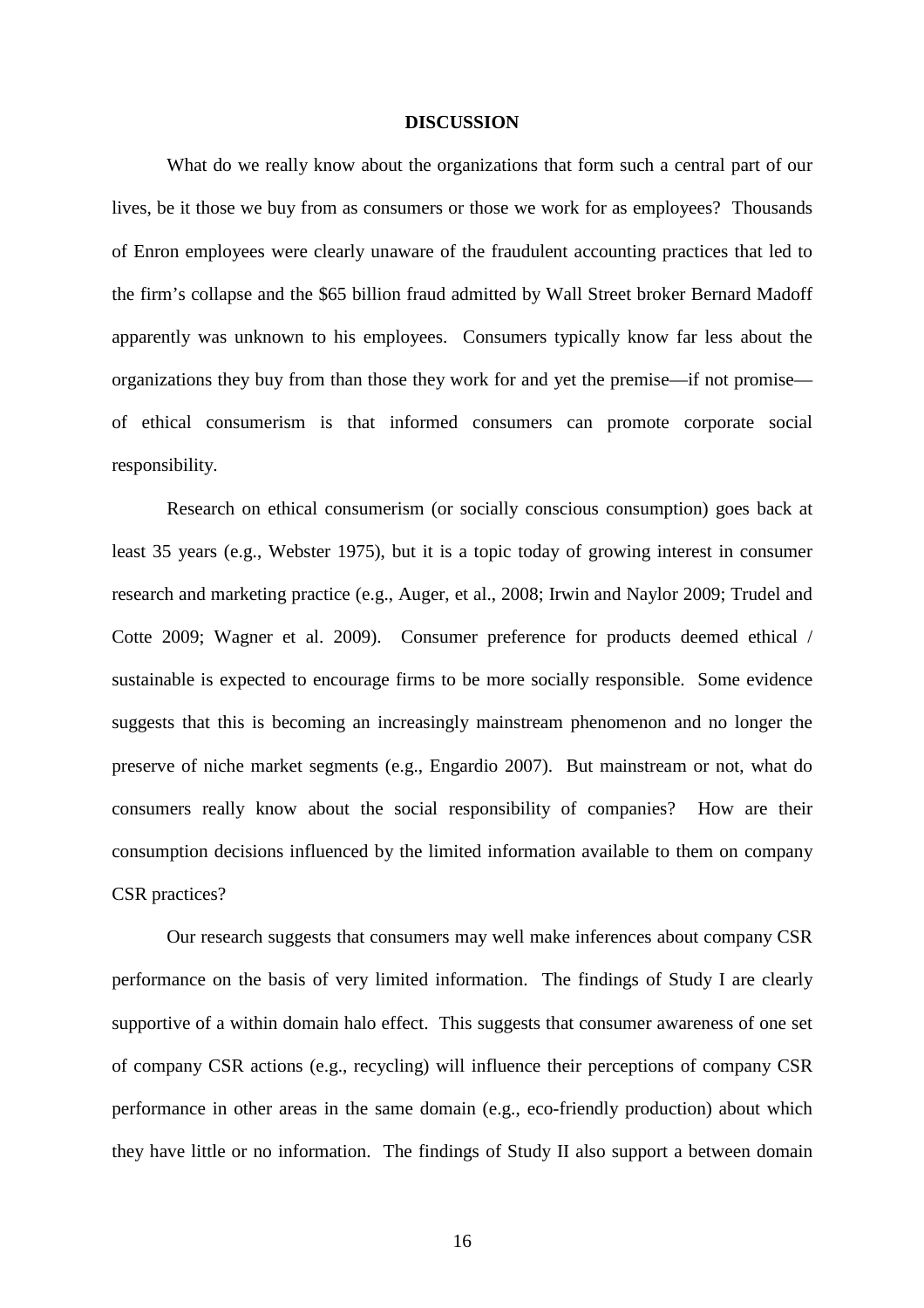## DISCUSSION

What do we really know about the organizations that form such a central part of our lives, be it those we buy from as consumers or those we work for as employees? Thousands of Enron employees were clearly unaware of the fraudulent accounting practices that led to the firm's collapse and the $65 billion fraud admitted by Wall Street broker Bernard Madoff apparently was unknown to his employees. Consumers typically know far less about the organizations they buy from than those they work for and yet the premise—if not promise—of ethical consumerism is that informed consumers can promote corporate social responsibility.

Research on ethical consumerism (or socially conscious consumption) goes back at least 35 years (e.g., Webster 1975), but it is a topic today of growing interest in consumer research and marketing practice (e.g., Auger, et al., 2008; Irwin and Naylor 2009; Trudel and Cotte 2009; Wagner et al. 2009). Consumer preference for products deemed ethical / sustainable is expected to encourage firms to be more socially responsible. Some evidence suggests that this is becoming an increasingly mainstream phenomenon and no longer the preserve of niche market segments (e.g., Engardio 2007). But mainstream or not, what do consumers really know about the social responsibility of companies? How are their consumption decisions influenced by the limited information available to them on company CSR practices?

Our research suggests that consumers may well make inferences about company CSR performance on the basis of very limited information. The findings of Study I are clearly supportive of a within domain halo effect. This suggests that consumer awareness of one set of company CSR actions (e.g., recycling) will influence their perceptions of company CSR performance in other areas in the same domain (e.g., eco-friendly production) about which they have little or no information. The findings of Study II also support a between domain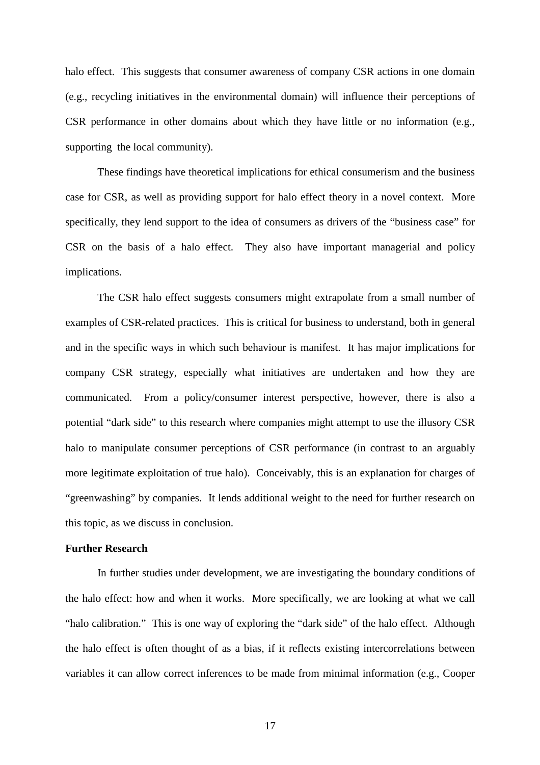halo effect. This suggests that consumer awareness of company CSR actions in one domain (e.g., recycling initiatives in the environmental domain) will influence their perceptions of CSR performance in other domains about which they have little or no information (e.g., supporting the local community).

These findings have theoretical implications for ethical consumerism and the business case for CSR, as well as providing support for halo effect theory in a novel context. More specifically, they lend support to the idea of consumers as drivers of the "business case" for CSR on the basis of a halo effect. They also have important managerial and policy implications.

The CSR halo effect suggests consumers might extrapolate from a small number of examples of CSR-related practices. This is critical for business to understand, both in general and in the specific ways in which such behaviour is manifest. It has major implications for company CSR strategy, especially what initiatives are undertaken and how they are communicated. From a policy/consumer interest perspective, however, there is also a potential "dark side" to this research where companies might attempt to use the illusory CSR halo to manipulate consumer perceptions of CSR performance (in contrast to an arguably more legitimate exploitation of true halo). Conceivably, this is an explanation for charges of "greenwashing" by companies. It lends additional weight to the need for further research on this topic, as we discuss in conclusion.

**Further Research**

In further studies under development, we are investigating the boundary conditions of the halo effect: how and when it works. More specifically, we are looking at what we call "halo calibration." This is one way of exploring the "dark side" of the halo effect. Although the halo effect is often thought of as a bias, if it reflects existing intercorrelations between variables it can allow correct inferences to be made from minimal information (e.g., Cooper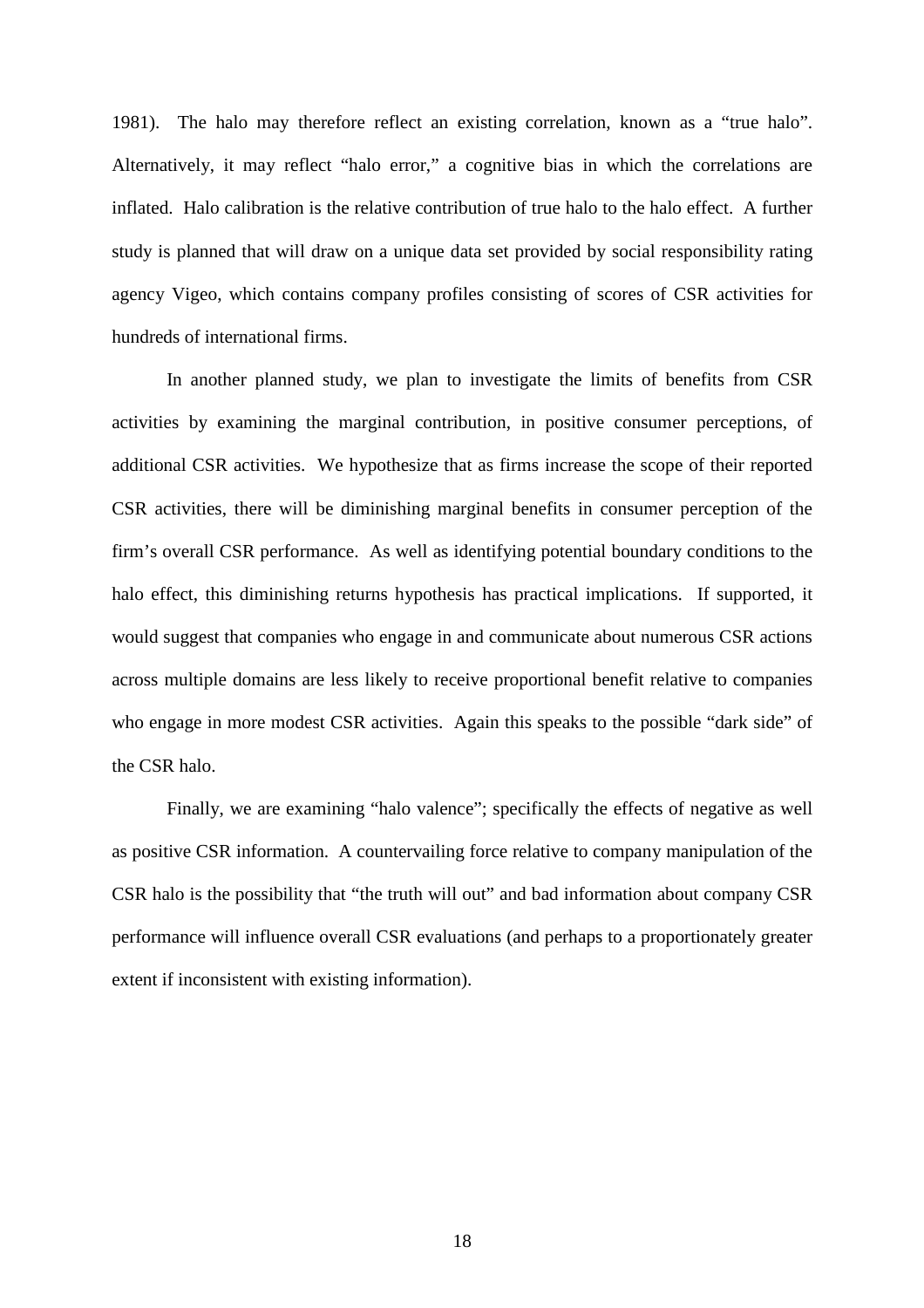1981). The halo may therefore reflect an existing correlation, known as a "true halo". Alternatively, it may reflect "halo error," a cognitive bias in which the correlations are inflated. Halo calibration is the relative contribution of true halo to the halo effect. A further study is planned that will draw on a unique data set provided by social responsibility rating agency Vigeo, which contains company profiles consisting of scores of CSR activities for hundreds of international firms.

In another planned study, we plan to investigate the limits of benefits from CSR activities by examining the marginal contribution, in positive consumer perceptions, of additional CSR activities. We hypothesize that as firms increase the scope of their reported CSR activities, there will be diminishing marginal benefits in consumer perception of the firm's overall CSR performance. As well as identifying potential boundary conditions to the halo effect, this diminishing returns hypothesis has practical implications. If supported, it would suggest that companies who engage in and communicate about numerous CSR actions across multiple domains are less likely to receive proportional benefit relative to companies who engage in more modest CSR activities. Again this speaks to the possible "dark side" of the CSR halo.

Finally, we are examining "halo valence"; specifically the effects of negative as well as positive CSR information. A countervailing force relative to company manipulation of the CSR halo is the possibility that "the truth will out" and bad information about company CSR performance will influence overall CSR evaluations (and perhaps to a proportionately greater extent if inconsistent with existing information).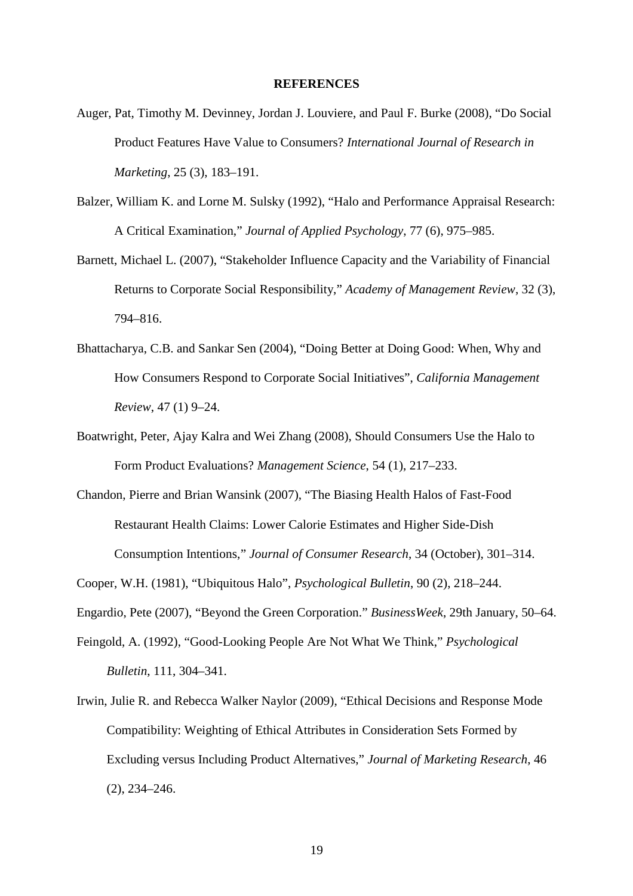**REFERENCES**

Auger, Pat, Timothy M. Devinney, Jordan J. Louviere, and Paul F. Burke (2008), "Do Social Product Features Have Value to Consumers? *International Journal of Research in Marketing*, 25 (3), 183–191.

Balzer, William K. and Lorne M. Sulsky (1992), "Halo and Performance Appraisal Research: A Critical Examination," *Journal of Applied Psychology*, 77 (6), 975–985.

Barnett, Michael L. (2007), "Stakeholder Influence Capacity and the Variability of Financial Returns to Corporate Social Responsibility," *Academy of Management Review*, 32 (3), 794–816.

Bhattacharya, C.B. and Sankar Sen (2004), "Doing Better at Doing Good: When, Why and How Consumers Respond to Corporate Social Initiatives", *California Management Review*, 47 (1) 9–24.

Boatwright, Peter, Ajay Kalra and Wei Zhang (2008), Should Consumers Use the Halo to Form Product Evaluations? *Management Science*, 54 (1), 217–233.

Chandon, Pierre and Brian Wansink (2007), "The Biasing Health Halos of Fast-Food Restaurant Health Claims: Lower Calorie Estimates and Higher Side-Dish Consumption Intentions," *Journal of Consumer Research*, 34 (October), 301–314.

Cooper, W.H. (1981), "Ubiquitous Halo", *Psychological Bulletin*, 90 (2), 218–244.

Engardio, Pete (2007), "Beyond the Green Corporation." *BusinessWeek*, 29th January, 50–64.

Feingold, A. (1992), "Good-Looking People Are Not What We Think," *Psychological Bulletin*, 111, 304–341.

Irwin, Julie R. and Rebecca Walker Naylor (2009), "Ethical Decisions and Response Mode Compatibility: Weighting of Ethical Attributes in Consideration Sets Formed by Excluding versus Including Product Alternatives," *Journal of Marketing Research*, 46 (2), 234–246.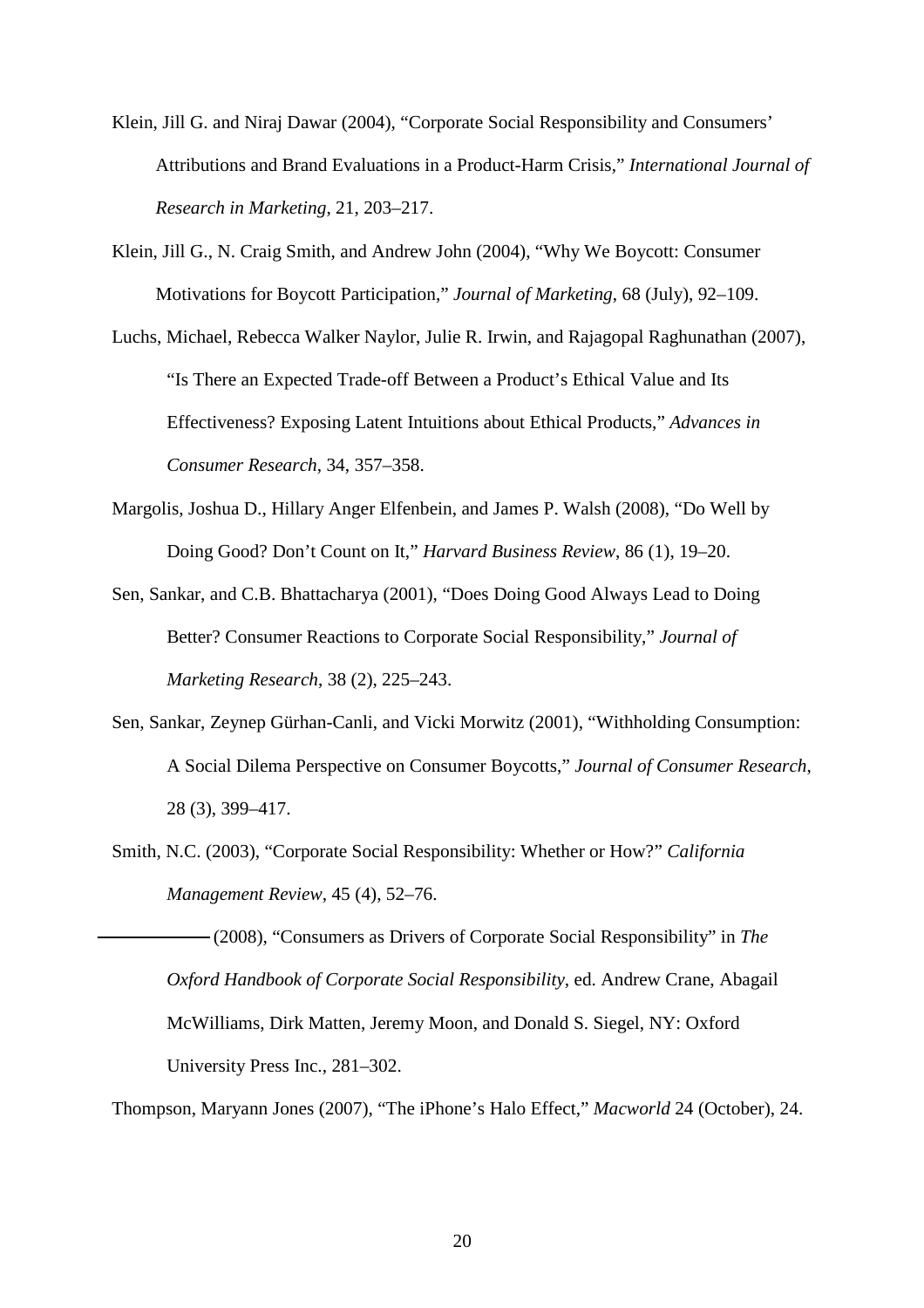Klein, Jill G. and Niraj Dawar (2004), "Corporate Social Responsibility and Consumers' Attributions and Brand Evaluations in a Product-Harm Crisis," *International Journal of Research in Marketing*, 21, 203–217.

Klein, Jill G., N. Craig Smith, and Andrew John (2004), "Why We Boycott: Consumer Motivations for Boycott Participation," *Journal of Marketing*, 68 (July), 92–109.

Luchs, Michael, Rebecca Walker Naylor, Julie R. Irwin, and Rajagopal Raghunathan (2007), "Is There an Expected Trade-off Between a Product's Ethical Value and Its Effectiveness? Exposing Latent Intuitions about Ethical Products," *Advances in Consumer Research*, 34, 357–358.

Margolis, Joshua D., Hillary Anger Elfenbein, and James P. Walsh (2008), "Do Well by Doing Good? Don't Count on It," *Harvard Business Review*, 86 (1), 19–20.

Sen, Sankar, and C.B. Bhattacharya (2001), "Does Doing Good Always Lead to Doing Better? Consumer Reactions to Corporate Social Responsibility," *Journal of Marketing Research*, 38 (2), 225–243.

Sen, Sankar, Zeynep Gürhan-Canli, and Vicki Morwitz (2001), "Withholding Consumption: A Social Dilema Perspective on Consumer Boycotts," *Journal of Consumer Research*, 28 (3), 399–417.

Smith, N.C. (2003), "Corporate Social Responsibility: Whether or How?" *California Management Review*, 45 (4), 52–76.

——— (2008), "Consumers as Drivers of Corporate Social Responsibility" in *The Oxford Handbook of Corporate Social Responsibility*, ed. Andrew Crane, Abagail McWilliams, Dirk Matten, Jeremy Moon, and Donald S. Siegel, NY: Oxford University Press Inc., 281–302.

Thompson, Maryann Jones (2007), "The iPhone's Halo Effect," *Macworld* 24 (October), 24.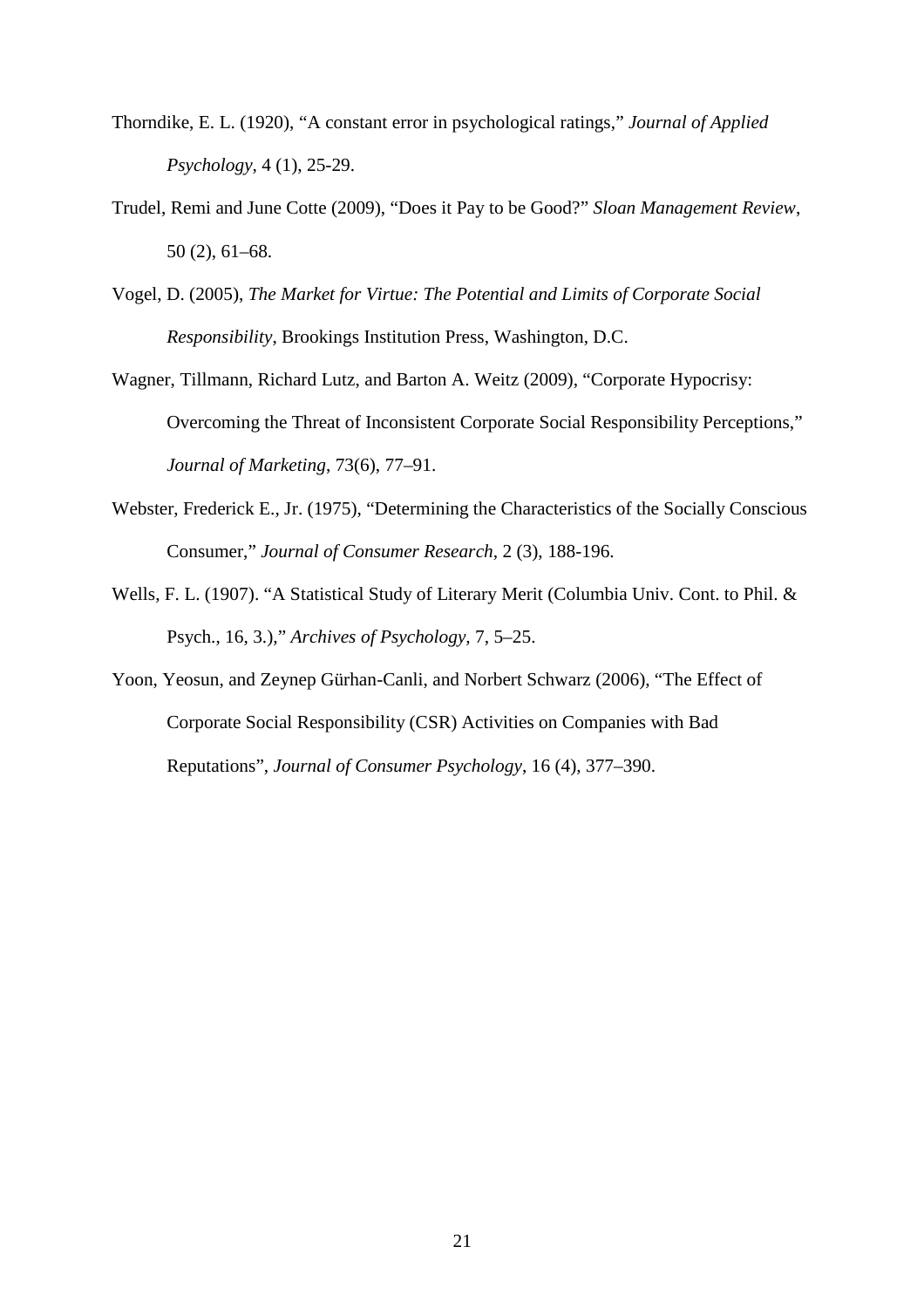Thorndike, E. L. (1920), "A constant error in psychological ratings," *Journal of Applied Psychology*, 4 (1), 25-29.

Trudel, Remi and June Cotte (2009), "Does it Pay to be Good?" *Sloan Management Review*, 50 (2), 61–68.

Vogel, D. (2005), *The Market for Virtue: The Potential and Limits of Corporate Social Responsibility*, Brookings Institution Press, Washington, D.C.

Wagner, Tillmann, Richard Lutz, and Barton A. Weitz (2009), "Corporate Hypocrisy: Overcoming the Threat of Inconsistent Corporate Social Responsibility Perceptions," *Journal of Marketing*, 73(6), 77–91.

Webster, Frederick E., Jr. (1975), "Determining the Characteristics of the Socially Conscious Consumer," *Journal of Consumer Research*, 2 (3), 188-196.

Wells, F. L. (1907). "A Statistical Study of Literary Merit (Columbia Univ. Cont. to Phil. & Psych., 16, 3.)," *Archives of Psychology*, 7, 5–25.

Yoon, Yeosun, and Zeynep Gürhan-Canli, and Norbert Schwarz (2006), "The Effect of Corporate Social Responsibility (CSR) Activities on Companies with Bad Reputations", *Journal of Consumer Psychology*, 16 (4), 377–390.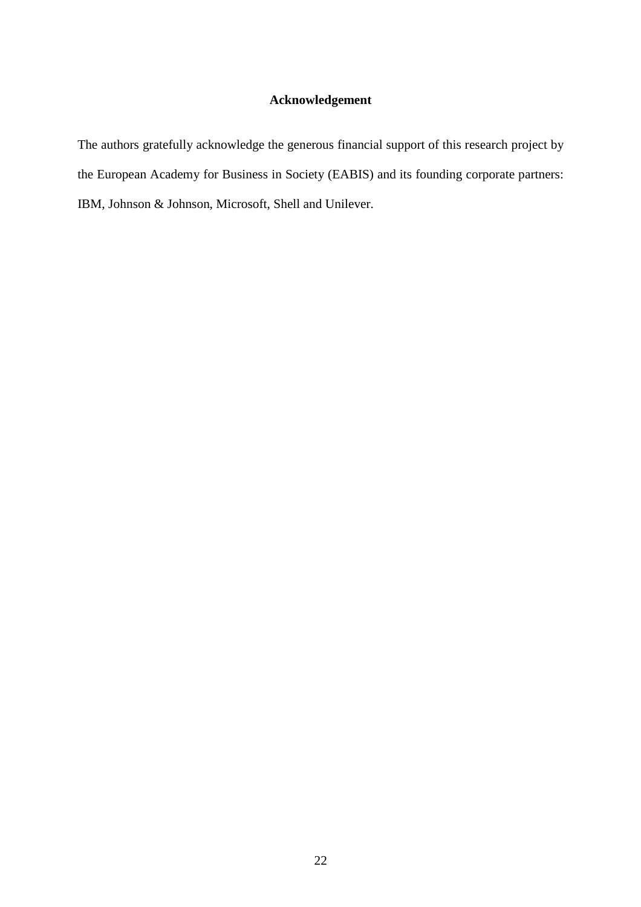# Acknowledgement

The authors gratefully acknowledge the generous financial support of this research project by the European Academy for Business in Society (EABIS) and its founding corporate partners: IBM, Johnson & Johnson, Microsoft, Shell and Unilever.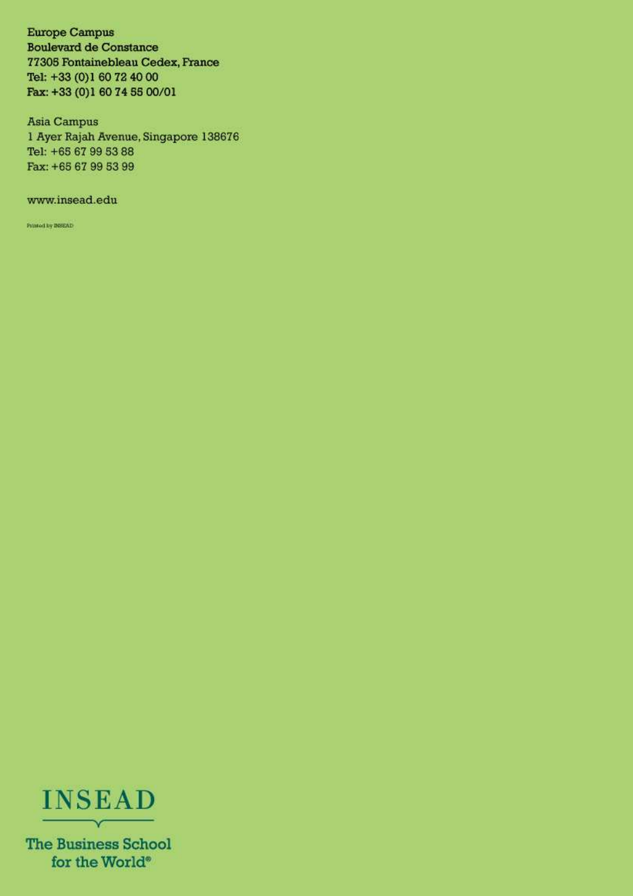**Europe Campus**
**Boulevard de Constance**
**77305 Fontainebleau Cedex, France**
**Tel: +33 (0)1 60 72 40 00**
**Fax: +33 (0)1 60 74 55 00/01**

Asia Campus
1 Ayer Rajah Avenue, Singapore 138676
Tel: +65 67 99 53 88
Fax: +65 67 99 53 99

www.insead.edu

Printed by INSEAD

INSEAD

The Business School for the World®